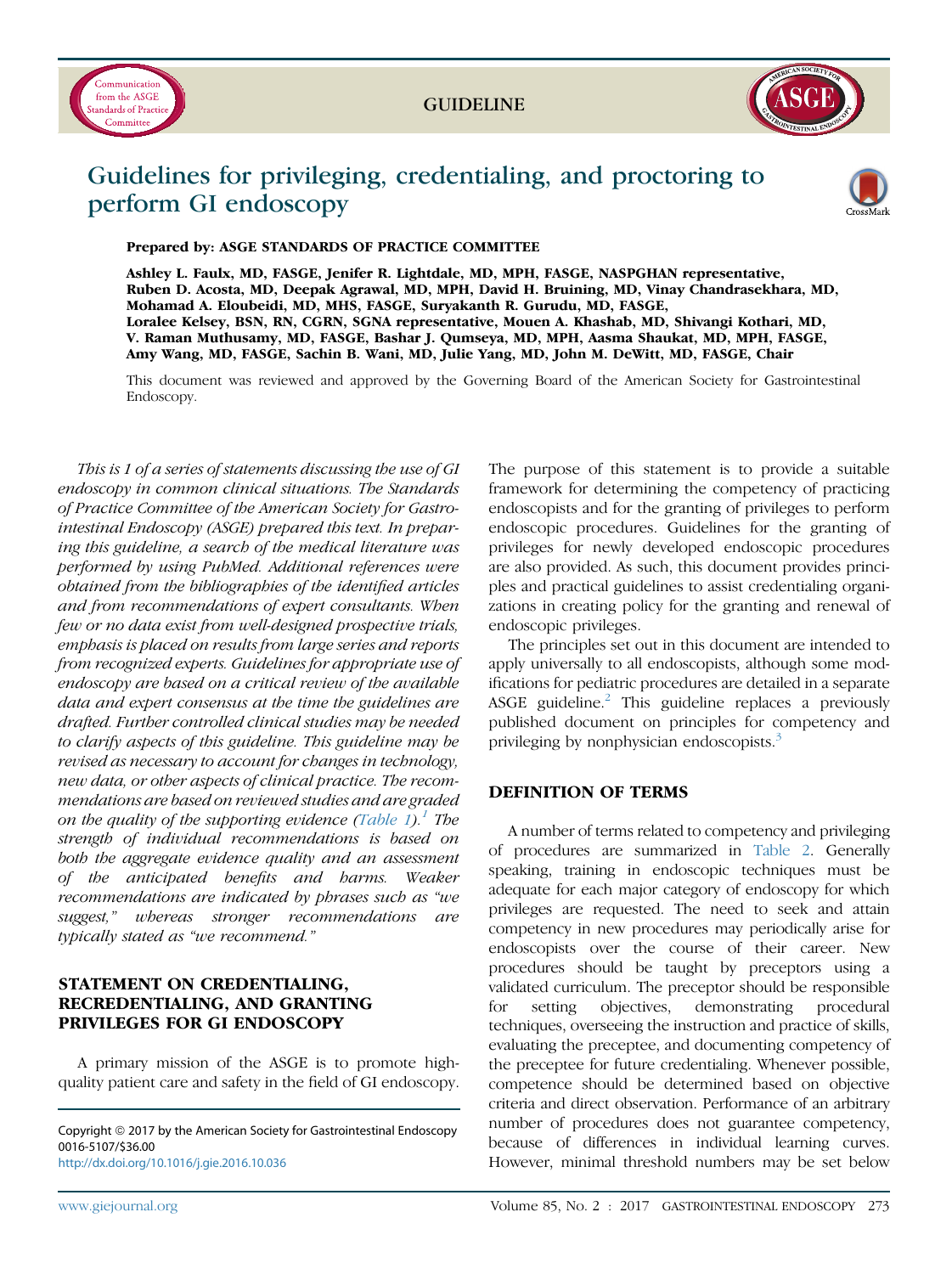GUIDELINE

# Guidelines for privileging, credentialing, and proctoring to perform GI endoscopy

**Prepared by: ASGE STANDARDS OF PRACTICE COMMITTEE**

**Ashley L. Faulx, MD, FASGE, Jenifer R. Lightdale, MD, MPH, FASGE, NASPGHAN representative, Ruben D. Acosta, MD, Deepak Agrawal, MD, MPH, David H. Bruining, MD, Vinay Chandrasekhara, MD, Mohamad A. Eloubeidi, MD, MHS, FASGE, Suryakanth R. Gurudu, MD, FASGE, Loralee Kelsey, BSN, RN, CGRN, SGNA representative, Mouen A. Khashab, MD, Shivangi Kothari, MD, V. Raman Muthusamy, MD, FASGE, Bashar J. Qumseya, MD, MPH, Aasma Shaukat, MD, MPH, FASGE, Amy Wang, MD, FASGE, Sachin B. Wani, MD, Julie Yang, MD, John M. DeWitt, MD, FASGE, Chair**

This document was reviewed and approved by the Governing Board of the American Society for Gastrointestinal Endoscopy.

*This is 1 of a series of statements discussing the use of GI endoscopy in common clinical situations. The Standards of Practice Committee of the American Society for Gastrointestinal Endoscopy (ASGE) prepared this text. In preparing this guideline, a search of the medical literature was performed by using PubMed. Additional references were obtained from the bibliographies of the identified articles and from recommendations of expert consultants. When few or no data exist from well-designed prospective trials, emphasis is placed on results from large series and reports from recognized experts. Guidelines for appropriate use of endoscopy are based on a critical review of the available data and expert consensus at the time the guidelines are drafted. Further controlled clinical studies may be needed to clarify aspects of this guideline. This guideline may be revised as necessary to account for changes in technology, new data, or other aspects of clinical practice. The recommendations are based on reviewed studies and are graded on the quality of the supporting evidence (Table 1).[1] The strength of individual recommendations is based on both the aggregate evidence quality and an assessment of the anticipated benefits and harms. Weaker recommendations are indicated by phrases such as "we suggest," whereas stronger recommendations are typically stated as "we recommend."*

## STATEMENT ON CREDENTIALING, RECREDENTIALING, AND GRANTING PRIVILEGES FOR GI ENDOSCOPY

A primary mission of the ASGE is to promote high-quality patient care and safety in the field of GI endoscopy. The purpose of this statement is to provide a suitable framework for determining the competency of practicing endoscopists and for the granting of privileges to perform endoscopic procedures. Guidelines for the granting of privileges for newly developed endoscopic procedures are also provided. As such, this document provides principles and practical guidelines to assist credentialing organizations in creating policy for the granting and renewal of endoscopic privileges.

The principles set out in this document are intended to apply universally to all endoscopists, although some modifications for pediatric procedures are detailed in a separate ASGE guideline.[2] This guideline replaces a previously published document on principles for competency and privileging by nonphysician endoscopists.[3]

## DEFINITION OF TERMS

A number of terms related to competency and privileging of procedures are summarized in Table 2. Generally speaking, training in endoscopic techniques must be adequate for each major category of endoscopy for which privileges are requested. The need to seek and attain competency in new procedures may periodically arise for endoscopists over the course of their career. New procedures should be taught by preceptors using a validated curriculum. The preceptor should be responsible for setting objectives, demonstrating procedural techniques, overseeing the instruction and practice of skills, evaluating the preceptee, and documenting competency of the preceptee for future credentialing. Whenever possible, competence should be determined based on objective criteria and direct observation. Performance of an arbitrary number of procedures does not guarantee competency, because of differences in individual learning curves. However, minimal threshold numbers may be set below

Copyright © 2017 by the American Society for Gastrointestinal Endoscopy
0016-5107/$36.00
http://dx.doi.org/10.1016/j.gie.2016.10.036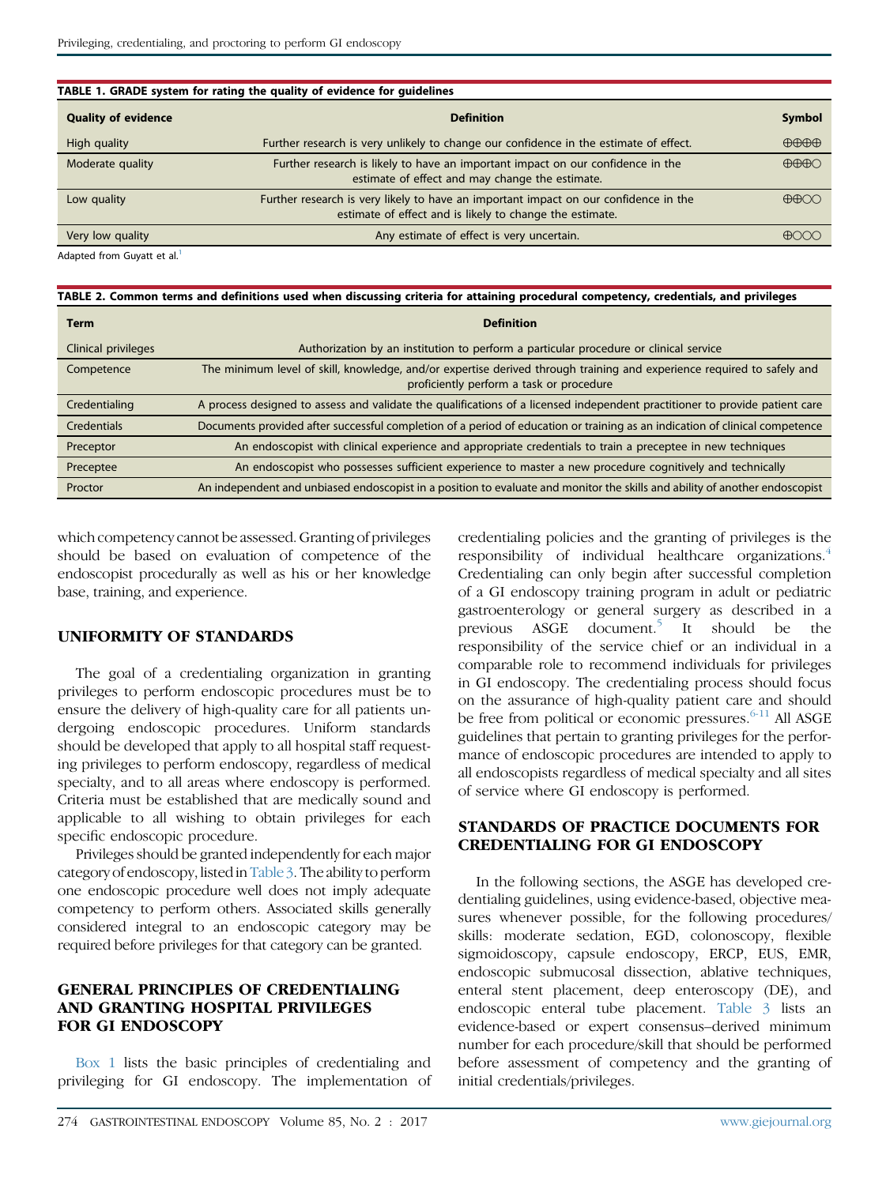**TABLE 1. GRADE system for rating the quality of evidence for guidelines**

| Quality of evidence | Definition | Symbol |
|---|---|---|
| High quality | Further research is very unlikely to change our confidence in the estimate of effect. | ⊕⊕⊕⊕ |
| Moderate quality | Further research is likely to have an important impact on our confidence in the estimate of effect and may change the estimate. | ⊕⊕⊕○ |
| Low quality | Further research is very likely to have an important impact on our confidence in the estimate of effect and is likely to change the estimate. | ⊕⊕○○ |
| Very low quality | Any estimate of effect is very uncertain. | ⊕○○○ |

Adapted from Guyatt et al.[1]

**TABLE 2. Common terms and definitions used when discussing criteria for attaining procedural competency, credentials, and privileges**

| Term | Definition |
|---|---|
| Clinical privileges | Authorization by an institution to perform a particular procedure or clinical service |
| Competence | The minimum level of skill, knowledge, and/or expertise derived through training and experience required to safely and proficiently perform a task or procedure |
| Credentialing | A process designed to assess and validate the qualifications of a licensed independent practitioner to provide patient care |
| Credentials | Documents provided after successful completion of a period of education or training as an indication of clinical competence |
| Preceptor | An endoscopist with clinical experience and appropriate credentials to train a preceptee in new techniques |
| Preceptee | An endoscopist who possesses sufficient experience to master a new procedure cognitively and technically |
| Proctor | An independent and unbiased endoscopist in a position to evaluate and monitor the skills and ability of another endoscopist |

which competency cannot be assessed. Granting of privileges should be based on evaluation of competence of the endoscopist procedurally as well as his or her knowledge base, training, and experience.

## UNIFORMITY OF STANDARDS

The goal of a credentialing organization in granting privileges to perform endoscopic procedures must be to ensure the delivery of high-quality care for all patients undergoing endoscopic procedures. Uniform standards should be developed that apply to all hospital staff requesting privileges to perform endoscopy, regardless of medical specialty, and to all areas where endoscopy is performed. Criteria must be established that are medically sound and applicable to all wishing to obtain privileges for each specific endoscopic procedure.

Privileges should be granted independently for each major category of endoscopy, listed in Table 3. The ability to perform one endoscopic procedure well does not imply adequate competency to perform others. Associated skills generally considered integral to an endoscopic category may be required before privileges for that category can be granted.

## GENERAL PRINCIPLES OF CREDENTIALING AND GRANTING HOSPITAL PRIVILEGES FOR GI ENDOSCOPY

Box 1 lists the basic principles of credentialing and privileging for GI endoscopy. The implementation of credentialing policies and the granting of privileges is the responsibility of individual healthcare organizations.[4] Credentialing can only begin after successful completion of a GI endoscopy training program in adult or pediatric gastroenterology or general surgery as described in a previous ASGE document.[5] It should be the responsibility of the service chief or an individual in a comparable role to recommend individuals for privileges in GI endoscopy. The credentialing process should focus on the assurance of high-quality patient care and should be free from political or economic pressures.[6-11] All ASGE guidelines that pertain to granting privileges for the performance of endoscopic procedures are intended to apply to all endoscopists regardless of medical specialty and all sites of service where GI endoscopy is performed.

## STANDARDS OF PRACTICE DOCUMENTS FOR CREDENTIALING FOR GI ENDOSCOPY

In the following sections, the ASGE has developed credentialing guidelines, using evidence-based, objective measures whenever possible, for the following procedures/skills: moderate sedation, EGD, colonoscopy, flexible sigmoidoscopy, capsule endoscopy, ERCP, EUS, EMR, endoscopic submucosal dissection, ablative techniques, enteral stent placement, deep enteroscopy (DE), and endoscopic enteral tube placement. Table 3 lists an evidence-based or expert consensus–derived minimum number for each procedure/skill that should be performed before assessment of competency and the granting of initial credentials/privileges.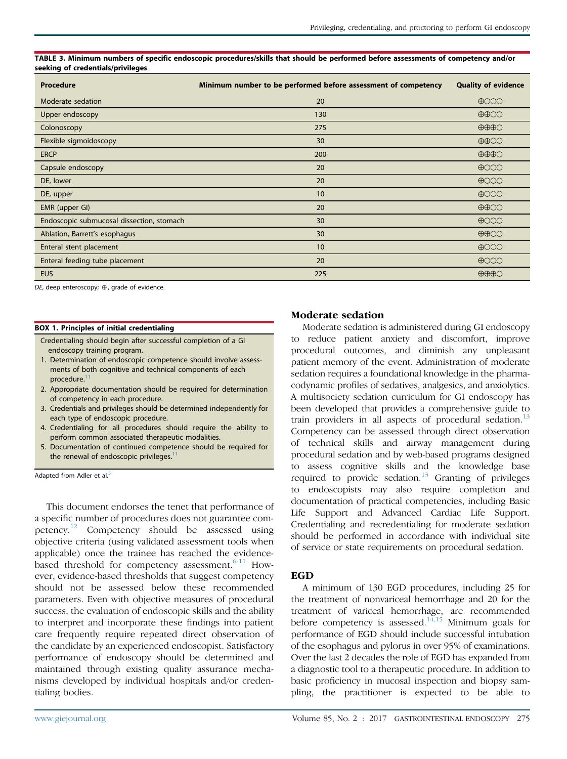**TABLE 3. Minimum numbers of specific endoscopic procedures/skills that should be performed before assessments of competency and/or seeking of credentials/privileges**

| Procedure | Minimum number to be performed before assessment of competency | Quality of evidence |
|---|---|---|
| Moderate sedation | 20 | ⊕○○○ |
| Upper endoscopy | 130 | ⊕⊕○○ |
| Colonoscopy | 275 | ⊕⊕⊕○ |
| Flexible sigmoidoscopy | 30 | ⊕⊕○○ |
| ERCP | 200 | ⊕⊕⊕○ |
| Capsule endoscopy | 20 | ⊕○○○ |
| DE, lower | 20 | ⊕○○○ |
| DE, upper | 10 | ⊕○○○ |
| EMR (upper GI) | 20 | ⊕⊕○○ |
| Endoscopic submucosal dissection, stomach | 30 | ⊕○○○ |
| Ablation, Barrett's esophagus | 30 | ⊕⊕○○ |
| Enteral stent placement | 10 | ⊕○○○ |
| Enteral feeding tube placement | 20 | ⊕○○○ |
| EUS | 225 | ⊕⊕⊕○ |

*DE*, deep enteroscopy; ⊕, grade of evidence.

**BOX 1. Principles of initial credentialing**

Credentialing should begin after successful completion of a GI endoscopy training program.

1. Determination of endoscopic competence should involve assessments of both cognitive and technical components of each procedure.[11]
2. Appropriate documentation should be required for determination of competency in each procedure.
3. Credentials and privileges should be determined independently for each type of endoscopic procedure.
4. Credentialing for all procedures should require the ability to perform common associated therapeutic modalities.
5. Documentation of continued competence should be required for the renewal of endoscopic privileges.[11]

Adapted from Adler et al.[5]

This document endorses the tenet that performance of a specific number of procedures does not guarantee competency.[12] Competency should be assessed using objective criteria (using validated assessment tools when applicable) once the trainee has reached the evidence-based threshold for competency assessment.[6-11] However, evidence-based thresholds that suggest competency should not be assessed below these recommended parameters. Even with objective measures of procedural success, the evaluation of endoscopic skills and the ability to interpret and incorporate these findings into patient care frequently require repeated direct observation of the candidate by an experienced endoscopist. Satisfactory performance of endoscopy should be determined and maintained through existing quality assurance mechanisms developed by individual hospitals and/or credentialing bodies.

## Moderate sedation

Moderate sedation is administered during GI endoscopy to reduce patient anxiety and discomfort, improve procedural outcomes, and diminish any unpleasant patient memory of the event. Administration of moderate sedation requires a foundational knowledge in the pharmacodynamic profiles of sedatives, analgesics, and anxiolytics. A multisociety sedation curriculum for GI endoscopy has been developed that provides a comprehensive guide to train providers in all aspects of procedural sedation.[13] Competency can be assessed through direct observation of technical skills and airway management during procedural sedation and by web-based programs designed to assess cognitive skills and the knowledge base required to provide sedation.[13] Granting of privileges to endoscopists may also require completion and documentation of practical competencies, including Basic Life Support and Advanced Cardiac Life Support. Credentialing and recredentialing for moderate sedation should be performed in accordance with individual site of service or state requirements on procedural sedation.

## EGD

A minimum of 130 EGD procedures, including 25 for the treatment of nonvariceal hemorrhage and 20 for the treatment of variceal hemorrhage, are recommended before competency is assessed.[14,15] Minimum goals for performance of EGD should include successful intubation of the esophagus and pylorus in over 95% of examinations. Over the last 2 decades the role of EGD has expanded from a diagnostic tool to a therapeutic procedure. In addition to basic proficiency in mucosal inspection and biopsy sampling, the practitioner is expected to be able to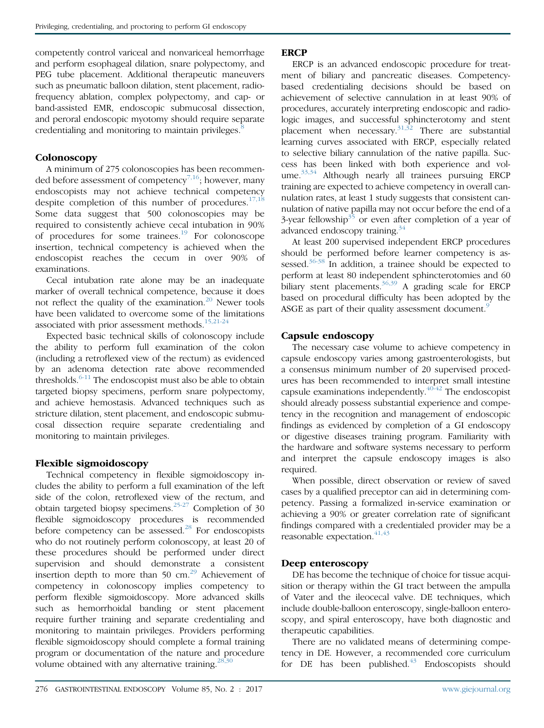competently control variceal and nonvariceal hemorrhage and perform esophageal dilation, snare polypectomy, and PEG tube placement. Additional therapeutic maneuvers such as pneumatic balloon dilation, stent placement, radiofrequency ablation, complex polypectomy, and cap- or band-assisted EMR, endoscopic submucosal dissection, and peroral endoscopic myotomy should require separate credentialing and monitoring to maintain privileges.[8]

### Colonoscopy

A minimum of 275 colonoscopies has been recommended before assessment of competency[7,16]; however, many endoscopists may not achieve technical competency despite completion of this number of procedures.[17,18] Some data suggest that 500 colonoscopies may be required to consistently achieve cecal intubation in 90% of procedures for some trainees.[19] For colonoscope insertion, technical competency is achieved when the endoscopist reaches the cecum in over 90% of examinations.

Cecal intubation rate alone may be an inadequate marker of overall technical competence, because it does not reflect the quality of the examination.[20] Newer tools have been validated to overcome some of the limitations associated with prior assessment methods.[15,21-24]

Expected basic technical skills of colonoscopy include the ability to perform full examination of the colon (including a retroflexed view of the rectum) as evidenced by an adenoma detection rate above recommended thresholds.[6-11] The endoscopist must also be able to obtain targeted biopsy specimens, perform snare polypectomy, and achieve hemostasis. Advanced techniques such as stricture dilation, stent placement, and endoscopic submucosal dissection require separate credentialing and monitoring to maintain privileges.

### Flexible sigmoidoscopy

Technical competency in flexible sigmoidoscopy includes the ability to perform a full examination of the left side of the colon, retroflexed view of the rectum, and obtain targeted biopsy specimens.[25-27] Completion of 30 flexible sigmoidoscopy procedures is recommended before competency can be assessed.[28] For endoscopists who do not routinely perform colonoscopy, at least 20 of these procedures should be performed under direct supervision and should demonstrate a consistent insertion depth to more than 50 cm.[29] Achievement of competency in colonoscopy implies competency to perform flexible sigmoidoscopy. More advanced skills such as hemorrhoidal banding or stent placement require further training and separate credentialing and monitoring to maintain privileges. Providers performing flexible sigmoidoscopy should complete a formal training program or documentation of the nature and procedure volume obtained with any alternative training.[28,30]

### ERCP

ERCP is an advanced endoscopic procedure for treatment of biliary and pancreatic diseases. Competency-based credentialing decisions should be based on achievement of selective cannulation in at least 90% of procedures, accurately interpreting endoscopic and radiologic images, and successful sphincterotomy and stent placement when necessary.[31,32] There are substantial learning curves associated with ERCP, especially related to selective biliary cannulation of the native papilla. Success has been linked with both experience and volume.[33,34] Although nearly all trainees pursuing ERCP training are expected to achieve competency in overall cannulation rates, at least 1 study suggests that consistent cannulation of native papilla may not occur before the end of a 3-year fellowship[35] or even after completion of a year of advanced endoscopy training.[34]

At least 200 supervised independent ERCP procedures should be performed before learner competency is assessed.[36-38] In addition, a trainee should be expected to perform at least 80 independent sphincterotomies and 60 biliary stent placements.[36,39] A grading scale for ERCP based on procedural difficulty has been adopted by the ASGE as part of their quality assessment document.[9]

### Capsule endoscopy

The necessary case volume to achieve competency in capsule endoscopy varies among gastroenterologists, but a consensus minimum number of 20 supervised procedures has been recommended to interpret small intestine capsule examinations independently.[40-42] The endoscopist should already possess substantial experience and competency in the recognition and management of endoscopic findings as evidenced by completion of a GI endoscopy or digestive diseases training program. Familiarity with the hardware and software systems necessary to perform and interpret the capsule endoscopy images is also required.

When possible, direct observation or review of saved cases by a qualified preceptor can aid in determining competency. Passing a formalized in-service examination or achieving a 90% or greater correlation rate of significant findings compared with a credentialed provider may be a reasonable expectation.[41,43]

### Deep enteroscopy

DE has become the technique of choice for tissue acquisition or therapy within the GI tract between the ampulla of Vater and the ileocecal valve. DE techniques, which include double-balloon enteroscopy, single-balloon enteroscopy, and spiral enteroscopy, have both diagnostic and therapeutic capabilities.

There are no validated means of determining competency in DE. However, a recommended core curriculum for DE has been published.[43] Endoscopists should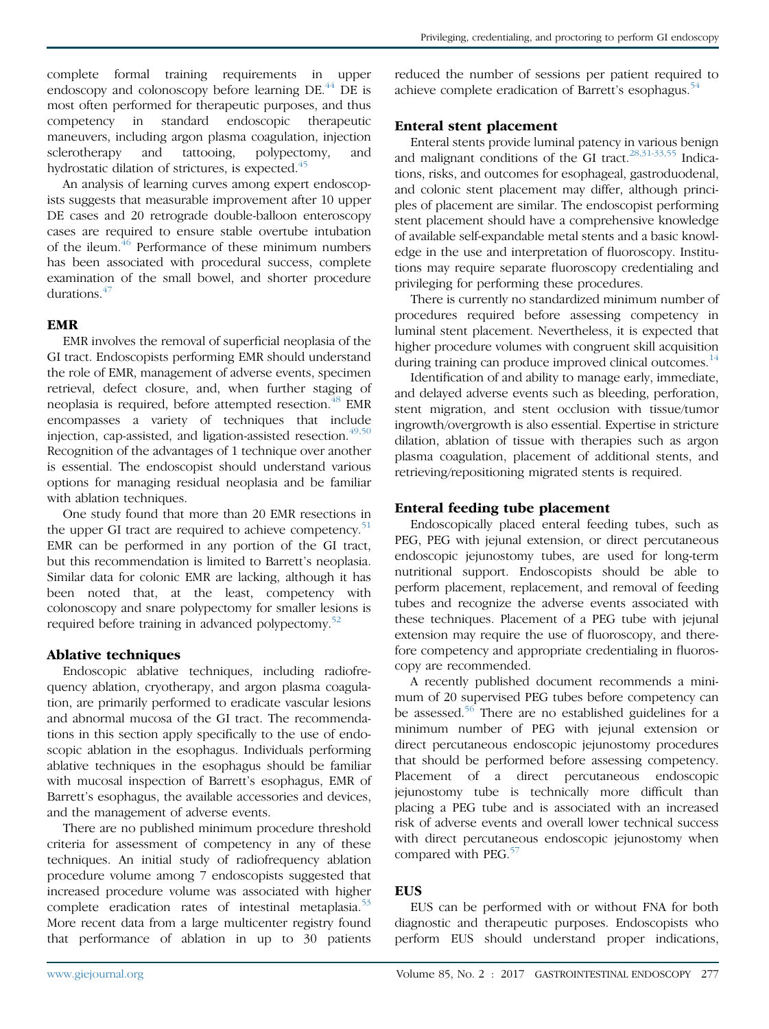complete formal training requirements in upper endoscopy and colonoscopy before learning DE.[44] DE is most often performed for therapeutic purposes, and thus competency in standard endoscopic therapeutic maneuvers, including argon plasma coagulation, injection sclerotherapy and tattooing, polypectomy, and hydrostatic dilation of strictures, is expected.[45]

An analysis of learning curves among expert endoscopists suggests that measurable improvement after 10 upper DE cases and 20 retrograde double-balloon enteroscopy cases are required to ensure stable overtube intubation of the ileum.[46] Performance of these minimum numbers has been associated with procedural success, complete examination of the small bowel, and shorter procedure durations.[47]

## EMR

EMR involves the removal of superficial neoplasia of the GI tract. Endoscopists performing EMR should understand the role of EMR, management of adverse events, specimen retrieval, defect closure, and, when further staging of neoplasia is required, before attempted resection.[48] EMR encompasses a variety of techniques that include injection, cap-assisted, and ligation-assisted resection.[49,50] Recognition of the advantages of 1 technique over another is essential. The endoscopist should understand various options for managing residual neoplasia and be familiar with ablation techniques.

One study found that more than 20 EMR resections in the upper GI tract are required to achieve competency.[51] EMR can be performed in any portion of the GI tract, but this recommendation is limited to Barrett's neoplasia. Similar data for colonic EMR are lacking, although it has been noted that, at the least, competency with colonoscopy and snare polypectomy for smaller lesions is required before training in advanced polypectomy.[52]

## Ablative techniques

Endoscopic ablative techniques, including radiofrequency ablation, cryotherapy, and argon plasma coagulation, are primarily performed to eradicate vascular lesions and abnormal mucosa of the GI tract. The recommendations in this section apply specifically to the use of endoscopic ablation in the esophagus. Individuals performing ablative techniques in the esophagus should be familiar with mucosal inspection of Barrett's esophagus, EMR of Barrett's esophagus, the available accessories and devices, and the management of adverse events.

There are no published minimum procedure threshold criteria for assessment of competency in any of these techniques. An initial study of radiofrequency ablation procedure volume among 7 endoscopists suggested that increased procedure volume was associated with higher complete eradication rates of intestinal metaplasia.[53] More recent data from a large multicenter registry found that performance of ablation in up to 30 patients reduced the number of sessions per patient required to achieve complete eradication of Barrett's esophagus.[54]

## Enteral stent placement

Enteral stents provide luminal patency in various benign and malignant conditions of the GI tract.[28,31-33,55] Indications, risks, and outcomes for esophageal, gastroduodenal, and colonic stent placement may differ, although principles of placement are similar. The endoscopist performing stent placement should have a comprehensive knowledge of available self-expandable metal stents and a basic knowledge in the use and interpretation of fluoroscopy. Institutions may require separate fluoroscopy credentialing and privileging for performing these procedures.

There is currently no standardized minimum number of procedures required before assessing competency in luminal stent placement. Nevertheless, it is expected that higher procedure volumes with congruent skill acquisition during training can produce improved clinical outcomes.[14]

Identification of and ability to manage early, immediate, and delayed adverse events such as bleeding, perforation, stent migration, and stent occlusion with tissue/tumor ingrowth/overgrowth is also essential. Expertise in stricture dilation, ablation of tissue with therapies such as argon plasma coagulation, placement of additional stents, and retrieving/repositioning migrated stents is required.

## Enteral feeding tube placement

Endoscopically placed enteral feeding tubes, such as PEG, PEG with jejunal extension, or direct percutaneous endoscopic jejunostomy tubes, are used for long-term nutritional support. Endoscopists should be able to perform placement, replacement, and removal of feeding tubes and recognize the adverse events associated with these techniques. Placement of a PEG tube with jejunal extension may require the use of fluoroscopy, and therefore competency and appropriate credentialing in fluoroscopy are recommended.

A recently published document recommends a minimum of 20 supervised PEG tubes before competency can be assessed.[56] There are no established guidelines for a minimum number of PEG with jejunal extension or direct percutaneous endoscopic jejunostomy procedures that should be performed before assessing competency. Placement of a direct percutaneous endoscopic jejunostomy tube is technically more difficult than placing a PEG tube and is associated with an increased risk of adverse events and overall lower technical success with direct percutaneous endoscopic jejunostomy when compared with PEG.[57]

## EUS

EUS can be performed with or without FNA for both diagnostic and therapeutic purposes. Endoscopists who perform EUS should understand proper indications,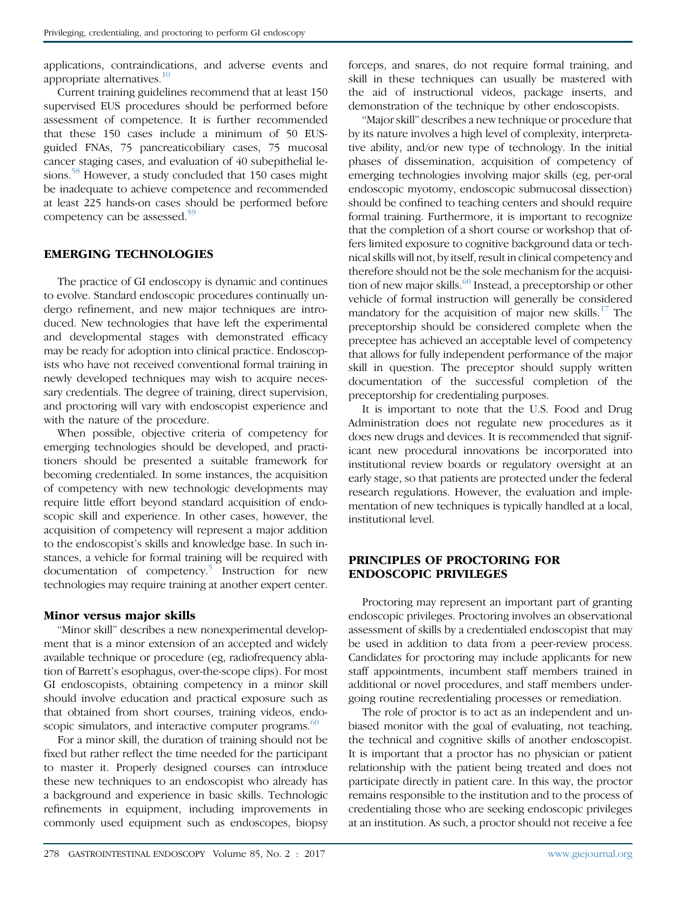applications, contraindications, and adverse events and appropriate alternatives.[10]

Current training guidelines recommend that at least 150 supervised EUS procedures should be performed before assessment of competence. It is further recommended that these 150 cases include a minimum of 50 EUS-guided FNAs, 75 pancreaticobiliary cases, 75 mucosal cancer staging cases, and evaluation of 40 subepithelial lesions.[58] However, a study concluded that 150 cases might be inadequate to achieve competence and recommended at least 225 hands-on cases should be performed before competency can be assessed.[59]

## EMERGING TECHNOLOGIES

The practice of GI endoscopy is dynamic and continues to evolve. Standard endoscopic procedures continually undergo refinement, and new major techniques are introduced. New technologies that have left the experimental and developmental stages with demonstrated efficacy may be ready for adoption into clinical practice. Endoscopists who have not received conventional formal training in newly developed techniques may wish to acquire necessary credentials. The degree of training, direct supervision, and proctoring will vary with endoscopist experience and with the nature of the procedure.

When possible, objective criteria of competency for emerging technologies should be developed, and practitioners should be presented a suitable framework for becoming credentialed. In some instances, the acquisition of competency with new technologic developments may require little effort beyond standard acquisition of endoscopic skill and experience. In other cases, however, the acquisition of competency will represent a major addition to the endoscopist's skills and knowledge base. In such instances, a vehicle for formal training will be required with documentation of competency.[5] Instruction for new technologies may require training at another expert center.

### Minor versus major skills

"Minor skill" describes a new nonexperimental development that is a minor extension of an accepted and widely available technique or procedure (eg, radiofrequency ablation of Barrett's esophagus, over-the-scope clips). For most GI endoscopists, obtaining competency in a minor skill should involve education and practical exposure such as that obtained from short courses, training videos, endoscopic simulators, and interactive computer programs.[60]

For a minor skill, the duration of training should not be fixed but rather reflect the time needed for the participant to master it. Properly designed courses can introduce these new techniques to an endoscopist who already has a background and experience in basic skills. Technologic refinements in equipment, including improvements in commonly used equipment such as endoscopes, biopsy forceps, and snares, do not require formal training, and skill in these techniques can usually be mastered with the aid of instructional videos, package inserts, and demonstration of the technique by other endoscopists.

"Major skill" describes a new technique or procedure that by its nature involves a high level of complexity, interpretative ability, and/or new type of technology. In the initial phases of dissemination, acquisition of competency of emerging technologies involving major skills (eg, per-oral endoscopic myotomy, endoscopic submucosal dissection) should be confined to teaching centers and should require formal training. Furthermore, it is important to recognize that the completion of a short course or workshop that offers limited exposure to cognitive background data or technical skills will not, by itself, result in clinical competency and therefore should not be the sole mechanism for the acquisition of new major skills.[60] Instead, a preceptorship or other vehicle of formal instruction will generally be considered mandatory for the acquisition of major new skills.[17] The preceptorship should be considered complete when the preceptee has achieved an acceptable level of competency that allows for fully independent performance of the major skill in question. The preceptor should supply written documentation of the successful completion of the preceptorship for credentialing purposes.

It is important to note that the U.S. Food and Drug Administration does not regulate new procedures as it does new drugs and devices. It is recommended that significant new procedural innovations be incorporated into institutional review boards or regulatory oversight at an early stage, so that patients are protected under the federal research regulations. However, the evaluation and implementation of new techniques is typically handled at a local, institutional level.

## PRINCIPLES OF PROCTORING FOR ENDOSCOPIC PRIVILEGES

Proctoring may represent an important part of granting endoscopic privileges. Proctoring involves an observational assessment of skills by a credentialed endoscopist that may be used in addition to data from a peer-review process. Candidates for proctoring may include applicants for new staff appointments, incumbent staff members trained in additional or novel procedures, and staff members undergoing routine recredentialing processes or remediation.

The role of proctor is to act as an independent and unbiased monitor with the goal of evaluating, not teaching, the technical and cognitive skills of another endoscopist. It is important that a proctor has no physician or patient relationship with the patient being treated and does not participate directly in patient care. In this way, the proctor remains responsible to the institution and to the process of credentialing those who are seeking endoscopic privileges at an institution. As such, a proctor should not receive a fee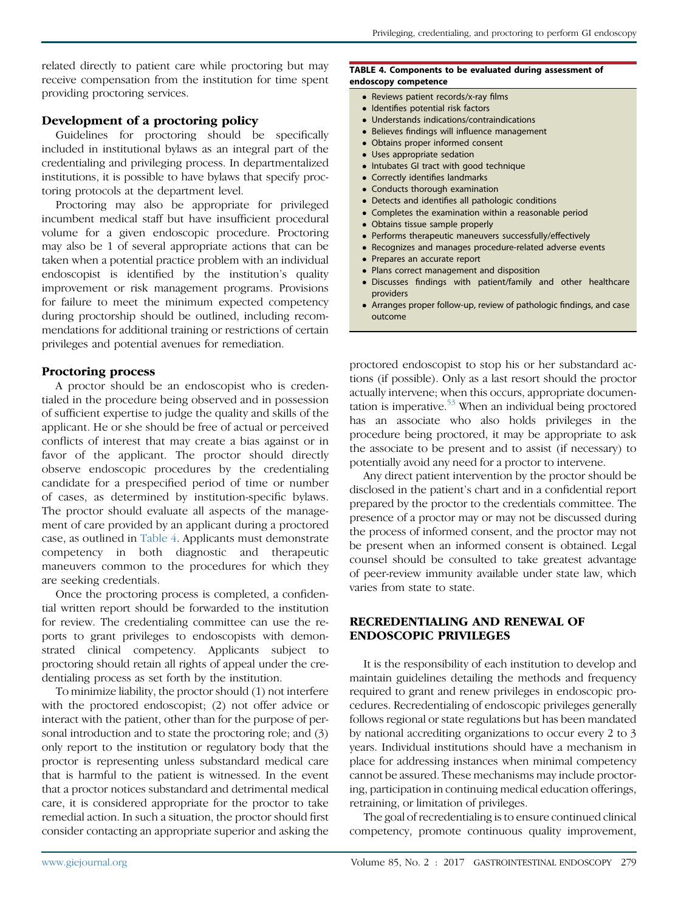related directly to patient care while proctoring but may receive compensation from the institution for time spent providing proctoring services.

### Development of a proctoring policy

Guidelines for proctoring should be specifically included in institutional bylaws as an integral part of the credentialing and privileging process. In departmentalized institutions, it is possible to have bylaws that specify proctoring protocols at the department level.

Proctoring may also be appropriate for privileged incumbent medical staff but have insufficient procedural volume for a given endoscopic procedure. Proctoring may also be 1 of several appropriate actions that can be taken when a potential practice problem with an individual endoscopist is identified by the institution's quality improvement or risk management programs. Provisions for failure to meet the minimum expected competency during proctorship should be outlined, including recommendations for additional training or restrictions of certain privileges and potential avenues for remediation.

### Proctoring process

A proctor should be an endoscopist who is credentialed in the procedure being observed and in possession of sufficient expertise to judge the quality and skills of the applicant. He or she should be free of actual or perceived conflicts of interest that may create a bias against or in favor of the applicant. The proctor should directly observe endoscopic procedures by the credentialing candidate for a prespecified period of time or number of cases, as determined by institution-specific bylaws. The proctor should evaluate all aspects of the management of care provided by an applicant during a proctored case, as outlined in Table 4. Applicants must demonstrate competency in both diagnostic and therapeutic maneuvers common to the procedures for which they are seeking credentials.

Once the proctoring process is completed, a confidential written report should be forwarded to the institution for review. The credentialing committee can use the reports to grant privileges to endoscopists with demonstrated clinical competency. Applicants subject to proctoring should retain all rights of appeal under the credentialing process as set forth by the institution.

To minimize liability, the proctor should (1) not interfere with the proctored endoscopist; (2) not offer advice or interact with the patient, other than for the purpose of personal introduction and to state the proctoring role; and (3) only report to the institution or regulatory body that the proctor is representing unless substandard medical care that is harmful to the patient is witnessed. In the event that a proctor notices substandard and detrimental medical care, it is considered appropriate for the proctor to take remedial action. In such a situation, the proctor should first consider contacting an appropriate superior and asking the proctored endoscopist to stop his or her substandard actions (if possible). Only as a last resort should the proctor actually intervene; when this occurs, appropriate documentation is imperative.[53] When an individual being proctored has an associate who also holds privileges in the procedure being proctored, it may be appropriate to ask the associate to be present and to assist (if necessary) to potentially avoid any need for a proctor to intervene.

Any direct patient intervention by the proctor should be disclosed in the patient's chart and in a confidential report prepared by the proctor to the credentials committee. The presence of a proctor may or may not be discussed during the process of informed consent, and the proctor may not be present when an informed consent is obtained. Legal counsel should be consulted to take greatest advantage of peer-review immunity available under state law, which varies from state to state.

**TABLE 4. Components to be evaluated during assessment of endoscopy competence**

- Reviews patient records/x-ray films
- Identifies potential risk factors
- Understands indications/contraindications
- Believes findings will influence management
- Obtains proper informed consent
- Uses appropriate sedation
- Intubates GI tract with good technique
- Correctly identifies landmarks
- Conducts thorough examination
- Detects and identifies all pathologic conditions
- Completes the examination within a reasonable period
- Obtains tissue sample properly
- Performs therapeutic maneuvers successfully/effectively
- Recognizes and manages procedure-related adverse events
- Prepares an accurate report
- Plans correct management and disposition
- Discusses findings with patient/family and other healthcare providers
- Arranges proper follow-up, review of pathologic findings, and case outcome

## RECREDENTIALING AND RENEWAL OF ENDOSCOPIC PRIVILEGES

It is the responsibility of each institution to develop and maintain guidelines detailing the methods and frequency required to grant and renew privileges in endoscopic procedures. Recredentialing of endoscopic privileges generally follows regional or state regulations but has been mandated by national accrediting organizations to occur every 2 to 3 years. Individual institutions should have a mechanism in place for addressing instances when minimal competency cannot be assured. These mechanisms may include proctoring, participation in continuing medical education offerings, retraining, or limitation of privileges.

The goal of recredentialing is to ensure continued clinical competency, promote continuous quality improvement,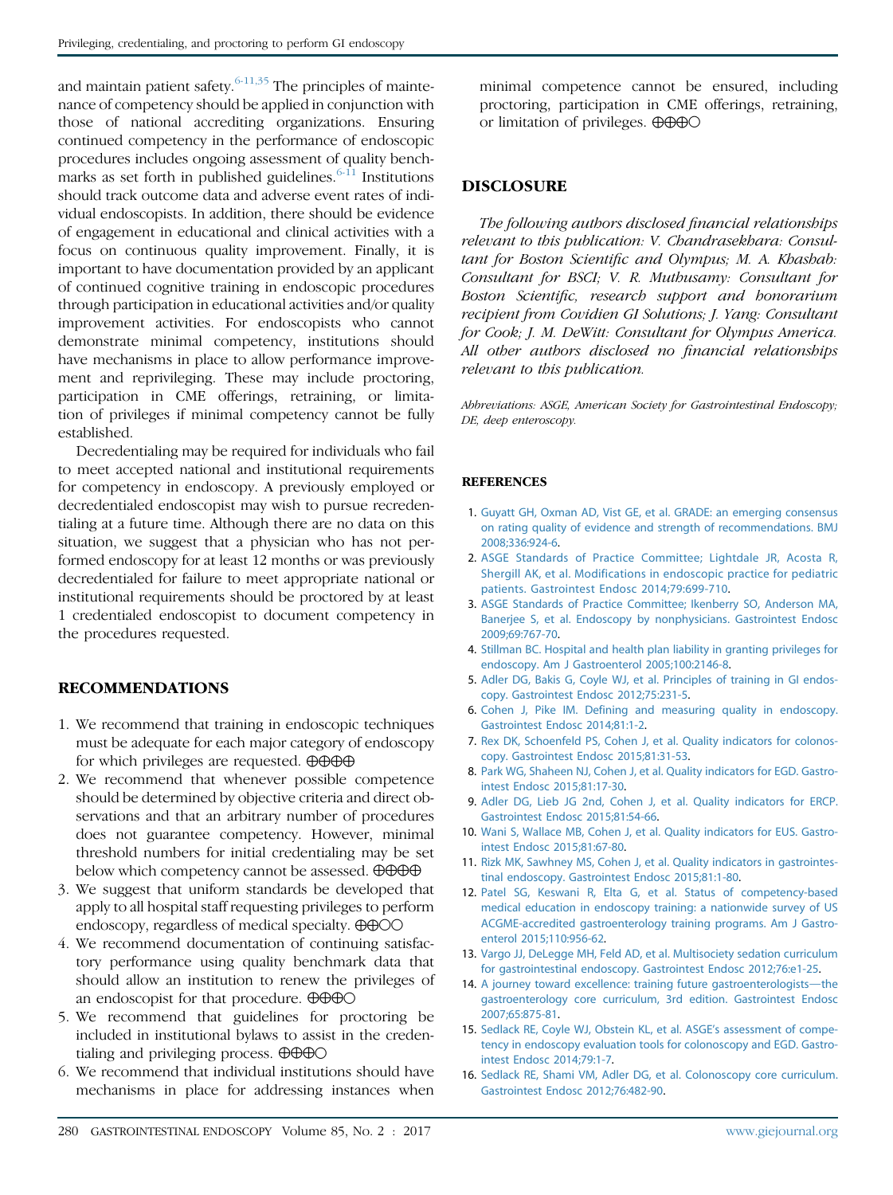and maintain patient safety.[6-11,35] The principles of maintenance of competency should be applied in conjunction with those of national accrediting organizations. Ensuring continued competency in the performance of endoscopic procedures includes ongoing assessment of quality benchmarks as set forth in published guidelines.[6-11] Institutions should track outcome data and adverse event rates of individual endoscopists. In addition, there should be evidence of engagement in educational and clinical activities with a focus on continuous quality improvement. Finally, it is important to have documentation provided by an applicant of continued cognitive training in endoscopic procedures through participation in educational activities and/or quality improvement activities. For endoscopists who cannot demonstrate minimal competency, institutions should have mechanisms in place to allow performance improvement and reprivileging. These may include proctoring, participation in CME offerings, retraining, or limitation of privileges if minimal competency cannot be fully established.

Decredentialing may be required for individuals who fail to meet accepted national and institutional requirements for competency in endoscopy. A previously employed or decredentialed endoscopist may wish to pursue recredentialing at a future time. Although there are no data on this situation, we suggest that a physician who has not performed endoscopy for at least 12 months or was previously decredentialed for failure to meet appropriate national or institutional requirements should be proctored by at least 1 credentialed endoscopist to document competency in the procedures requested.

## RECOMMENDATIONS

1. We recommend that training in endoscopic techniques must be adequate for each major category of endoscopy for which privileges are requested. ⊕⊕⊕⊕
2. We recommend that whenever possible competence should be determined by objective criteria and direct observations and that an arbitrary number of procedures does not guarantee competency. However, minimal threshold numbers for initial credentialing may be set below which competency cannot be assessed. ⊕⊕⊕⊕
3. We suggest that uniform standards be developed that apply to all hospital staff requesting privileges to perform endoscopy, regardless of medical specialty. ⊕⊕○○
4. We recommend documentation of continuing satisfactory performance using quality benchmark data that should allow an institution to renew the privileges of an endoscopist for that procedure. ⊕⊕⊕○
5. We recommend that guidelines for proctoring be included in institutional bylaws to assist in the credentialing and privileging process. ⊕⊕⊕○
6. We recommend that individual institutions should have mechanisms in place for addressing instances when minimal competence cannot be ensured, including proctoring, participation in CME offerings, retraining, or limitation of privileges. ⊕⊕⊕○

## DISCLOSURE

*The following authors disclosed financial relationships relevant to this publication: V. Chandrasekhara: Consultant for Boston Scientific and Olympus; M. A. Khashab: Consultant for BSCI; V. R. Muthusamy: Consultant for Boston Scientific, research support and honorarium recipient from Covidien GI Solutions; J. Yang: Consultant for Cook; J. M. DeWitt: Consultant for Olympus America. All other authors disclosed no financial relationships relevant to this publication.*

*Abbreviations: ASGE, American Society for Gastrointestinal Endoscopy; DE, deep enteroscopy.*

## REFERENCES

1. Guyatt GH, Oxman AD, Vist GE, et al. GRADE: an emerging consensus on rating quality of evidence and strength of recommendations. BMJ 2008;336:924-6.
2. ASGE Standards of Practice Committee; Lightdale JR, Acosta R, Shergill AK, et al. Modifications in endoscopic practice for pediatric patients. Gastrointest Endosc 2014;79:699-710.
3. ASGE Standards of Practice Committee; Ikenberry SO, Anderson MA, Banerjee S, et al. Endoscopy by nonphysicians. Gastrointest Endosc 2009;69:767-70.
4. Stillman BC. Hospital and health plan liability in granting privileges for endoscopy. Am J Gastroenterol 2005;100:2146-8.
5. Adler DG, Bakis G, Coyle WJ, et al. Principles of training in GI endoscopy. Gastrointest Endosc 2012;75:231-5.
6. Cohen J, Pike IM. Defining and measuring quality in endoscopy. Gastrointest Endosc 2014;81:1-2.
7. Rex DK, Schoenfeld PS, Cohen J, et al. Quality indicators for colonoscopy. Gastrointest Endosc 2015;81:31-53.
8. Park WG, Shaheen NJ, Cohen J, et al. Quality indicators for EGD. Gastrointest Endosc 2015;81:17-30.
9. Adler DG, Lieb JG 2nd, Cohen J, et al. Quality indicators for ERCP. Gastrointest Endosc 2015;81:54-66.
10. Wani S, Wallace MB, Cohen J, et al. Quality indicators for EUS. Gastrointest Endosc 2015;81:67-80.
11. Rizk MK, Sawhney MS, Cohen J, et al. Quality indicators in gastrointestinal endoscopy. Gastrointest Endosc 2015;81:1-80.
12. Patel SG, Keswani R, Elta G, et al. Status of competency-based medical education in endoscopy training: a nationwide survey of US ACGME-accredited gastroenterology training programs. Am J Gastroenterol 2015;110:956-62.
13. Vargo JJ, DeLegge MH, Feld AD, et al. Multisociety sedation curriculum for gastrointestinal endoscopy. Gastrointest Endosc 2012;76:e1-25.
14. A journey toward excellence: training future gastroenterologists—the gastroenterology core curriculum, 3rd edition. Gastrointest Endosc 2007;65:875-81.
15. Sedlack RE, Coyle WJ, Obstein KL, et al. ASGE's assessment of competency in endoscopy evaluation tools for colonoscopy and EGD. Gastrointest Endosc 2014;79:1-7.
16. Sedlack RE, Shami VM, Adler DG, et al. Colonoscopy core curriculum. Gastrointest Endosc 2012;76:482-90.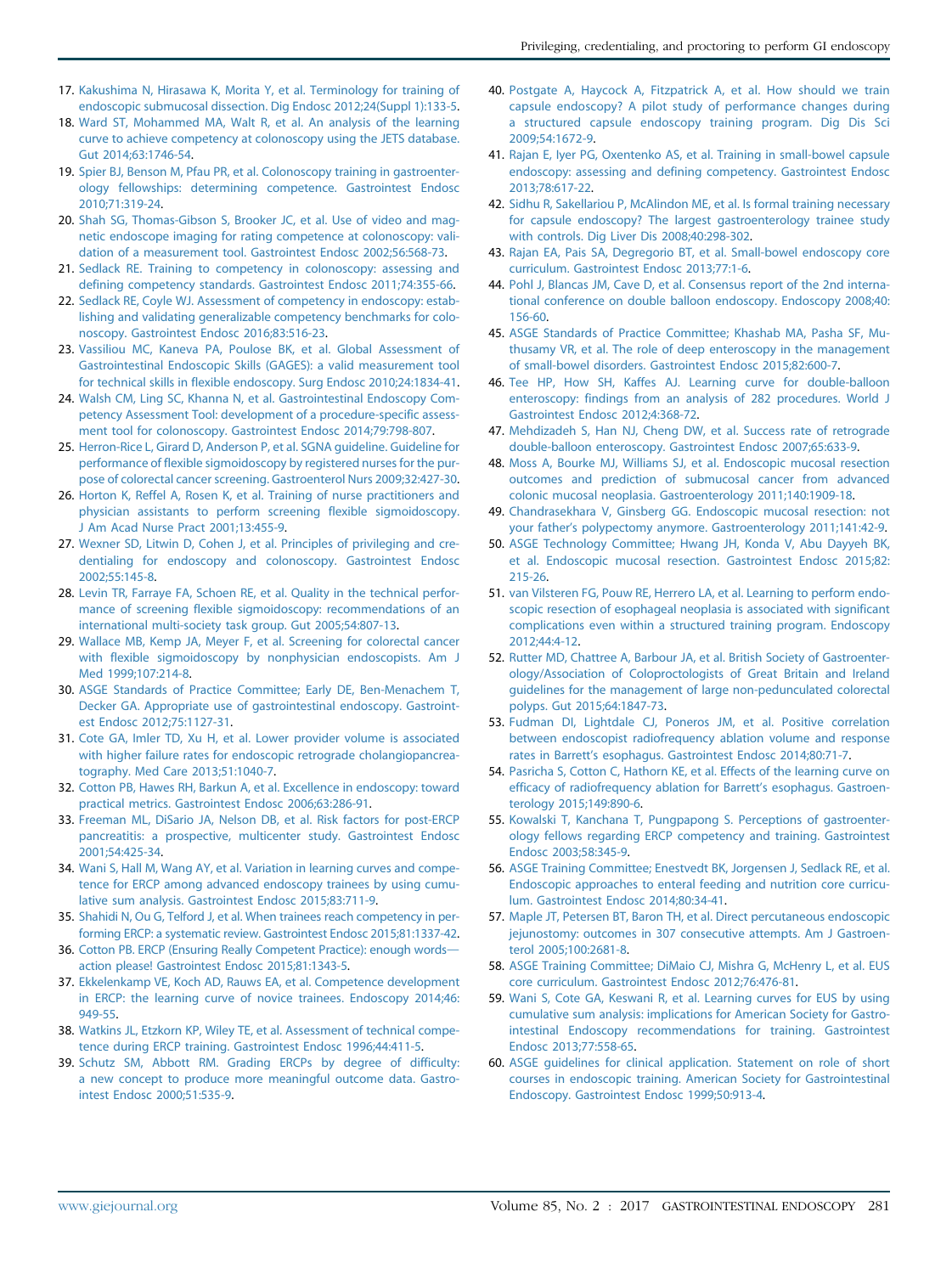17. Kakushima N, Hirasawa K, Morita Y, et al. Terminology for training of endoscopic submucosal dissection. Dig Endosc 2012;24(Suppl 1):133-5.
18. Ward ST, Mohammed MA, Walt R, et al. An analysis of the learning curve to achieve competency at colonoscopy using the JETS database. Gut 2014;63:1746-54.
19. Spier BJ, Benson M, Pfau PR, et al. Colonoscopy training in gastroenterology fellowships: determining competence. Gastrointest Endosc 2010;71:319-24.
20. Shah SG, Thomas-Gibson S, Brooker JC, et al. Use of video and magnetic endoscope imaging for rating competence at colonoscopy: validation of a measurement tool. Gastrointest Endosc 2002;56:568-73.
21. Sedlack RE. Training to competency in colonoscopy: assessing and defining competency standards. Gastrointest Endosc 2011;74:355-66.
22. Sedlack RE, Coyle WJ. Assessment of competency in endoscopy: establishing and validating generalizable competency benchmarks for colonoscopy. Gastrointest Endosc 2016;83:516-23.
23. Vassiliou MC, Kaneva PA, Poulose BK, et al. Global Assessment of Gastrointestinal Endoscopic Skills (GAGES): a valid measurement tool for technical skills in flexible endoscopy. Surg Endosc 2010;24:1834-41.
24. Walsh CM, Ling SC, Khanna N, et al. Gastrointestinal Endoscopy Competency Assessment Tool: development of a procedure-specific assessment tool for colonoscopy. Gastrointest Endosc 2014;79:798-807.
25. Herron-Rice L, Girard D, Anderson P, et al. SGNA guideline. Guideline for performance of flexible sigmoidoscopy by registered nurses for the purpose of colorectal cancer screening. Gastroenterol Nurs 2009;32:427-30.
26. Horton K, Reffel A, Rosen K, et al. Training of nurse practitioners and physician assistants to perform screening flexible sigmoidoscopy. J Am Acad Nurse Pract 2001;13:455-9.
27. Wexner SD, Litwin D, Cohen J, et al. Principles of privileging and credentialing for endoscopy and colonoscopy. Gastrointest Endosc 2002;55:145-8.
28. Levin TR, Farraye FA, Schoen RE, et al. Quality in the technical performance of screening flexible sigmoidoscopy: recommendations of an international multi-society task group. Gut 2005;54:807-13.
29. Wallace MB, Kemp JA, Meyer F, et al. Screening for colorectal cancer with flexible sigmoidoscopy by nonphysician endoscopists. Am J Med 1999;107:214-8.
30. ASGE Standards of Practice Committee; Early DE, Ben-Menachem T, Decker GA. Appropriate use of gastrointestinal endoscopy. Gastrointest Endosc 2012;75:1127-31.
31. Cote GA, Imler TD, Xu H, et al. Lower provider volume is associated with higher failure rates for endoscopic retrograde cholangiopancreatography. Med Care 2013;51:1040-7.
32. Cotton PB, Hawes RH, Barkun A, et al. Excellence in endoscopy: toward practical metrics. Gastrointest Endosc 2006;63:286-91.
33. Freeman ML, DiSario JA, Nelson DB, et al. Risk factors for post-ERCP pancreatitis: a prospective, multicenter study. Gastrointest Endosc 2001;54:425-34.
34. Wani S, Hall M, Wang AY, et al. Variation in learning curves and competence for ERCP among advanced endoscopy trainees by using cumulative sum analysis. Gastrointest Endosc 2015;83:711-9.
35. Shahidi N, Ou G, Telford J, et al. When trainees reach competency in performing ERCP: a systematic review. Gastrointest Endosc 2015;81:1337-42.
36. Cotton PB. ERCP (Ensuring Really Competent Practice): enough words—action please! Gastrointest Endosc 2015;81:1343-5.
37. Ekkelenkamp VE, Koch AD, Rauws EA, et al. Competence development in ERCP: the learning curve of novice trainees. Endoscopy 2014;46:949-55.
38. Watkins JL, Etzkorn KP, Wiley TE, et al. Assessment of technical competence during ERCP training. Gastrointest Endosc 1996;44:411-5.
39. Schutz SM, Abbott RM. Grading ERCPs by degree of difficulty: a new concept to produce more meaningful outcome data. Gastrointest Endosc 2000;51:535-9.
40. Postgate A, Haycock A, Fitzpatrick A, et al. How should we train capsule endoscopy? A pilot study of performance changes during a structured capsule endoscopy training program. Dig Dis Sci 2009;54:1672-9.
41. Rajan E, Iyer PG, Oxentenko AS, et al. Training in small-bowel capsule endoscopy: assessing and defining competency. Gastrointest Endosc 2013;78:617-22.
42. Sidhu R, Sakellariou P, McAlindon ME, et al. Is formal training necessary for capsule endoscopy? The largest gastroenterology trainee study with controls. Dig Liver Dis 2008;40:298-302.
43. Rajan EA, Pais SA, Degregorio BT, et al. Small-bowel endoscopy core curriculum. Gastrointest Endosc 2013;77:1-6.
44. Pohl J, Blancas JM, Cave D, et al. Consensus report of the 2nd international conference on double balloon endoscopy. Endoscopy 2008;40:156-60.
45. ASGE Standards of Practice Committee; Khashab MA, Pasha SF, Muthusamy VR, et al. The role of deep enteroscopy in the management of small-bowel disorders. Gastrointest Endosc 2015;82:600-7.
46. Tee HP, How SH, Kaffes AJ. Learning curve for double-balloon enteroscopy: findings from an analysis of 282 procedures. World J Gastrointest Endosc 2012;4:368-72.
47. Mehdizadeh S, Han NJ, Cheng DW, et al. Success rate of retrograde double-balloon enteroscopy. Gastrointest Endosc 2007;65:633-9.
48. Moss A, Bourke MJ, Williams SJ, et al. Endoscopic mucosal resection outcomes and prediction of submucosal cancer from advanced colonic mucosal neoplasia. Gastroenterology 2011;140:1909-18.
49. Chandrasekhara V, Ginsberg GG. Endoscopic mucosal resection: not your father's polypectomy anymore. Gastroenterology 2011;141:42-9.
50. ASGE Technology Committee; Hwang JH, Konda V, Abu Dayyeh BK, et al. Endoscopic mucosal resection. Gastrointest Endosc 2015;82:215-26.
51. van Vilsteren FG, Pouw RE, Herrero LA, et al. Learning to perform endoscopic resection of esophageal neoplasia is associated with significant complications even within a structured training program. Endoscopy 2012;44:4-12.
52. Rutter MD, Chattree A, Barbour JA, et al. British Society of Gastroenterology/Association of Coloproctologists of Great Britain and Ireland guidelines for the management of large non-pedunculated colorectal polyps. Gut 2015;64:1847-73.
53. Fudman DI, Lightdale CJ, Poneros JM, et al. Positive correlation between endoscopist radiofrequency ablation volume and response rates in Barrett's esophagus. Gastrointest Endosc 2014;80:71-7.
54. Pasricha S, Cotton C, Hathorn KE, et al. Effects of the learning curve on efficacy of radiofrequency ablation for Barrett's esophagus. Gastroenterology 2015;149:890-6.
55. Kowalski T, Kanchana T, Pungpapong S. Perceptions of gastroenterology fellows regarding ERCP competency and training. Gastrointest Endosc 2003;58:345-9.
56. ASGE Training Committee; Enestvedt BK, Jorgensen J, Sedlack RE, et al. Endoscopic approaches to enteral feeding and nutrition core curriculum. Gastrointest Endosc 2014;80:34-41.
57. Maple JT, Petersen BT, Baron TH, et al. Direct percutaneous endoscopic jejunostomy: outcomes in 307 consecutive attempts. Am J Gastroenterol 2005;100:2681-8.
58. ASGE Training Committee; DiMaio CJ, Mishra G, McHenry L, et al. EUS core curriculum. Gastrointest Endosc 2012;76:476-81.
59. Wani S, Cote GA, Keswani R, et al. Learning curves for EUS by using cumulative sum analysis: implications for American Society for Gastrointestinal Endoscopy recommendations for training. Gastrointest Endosc 2013;77:558-65.
60. ASGE guidelines for clinical application. Statement on role of short courses in endoscopic training. American Society for Gastrointestinal Endoscopy. Gastrointest Endosc 1999;50:913-4.